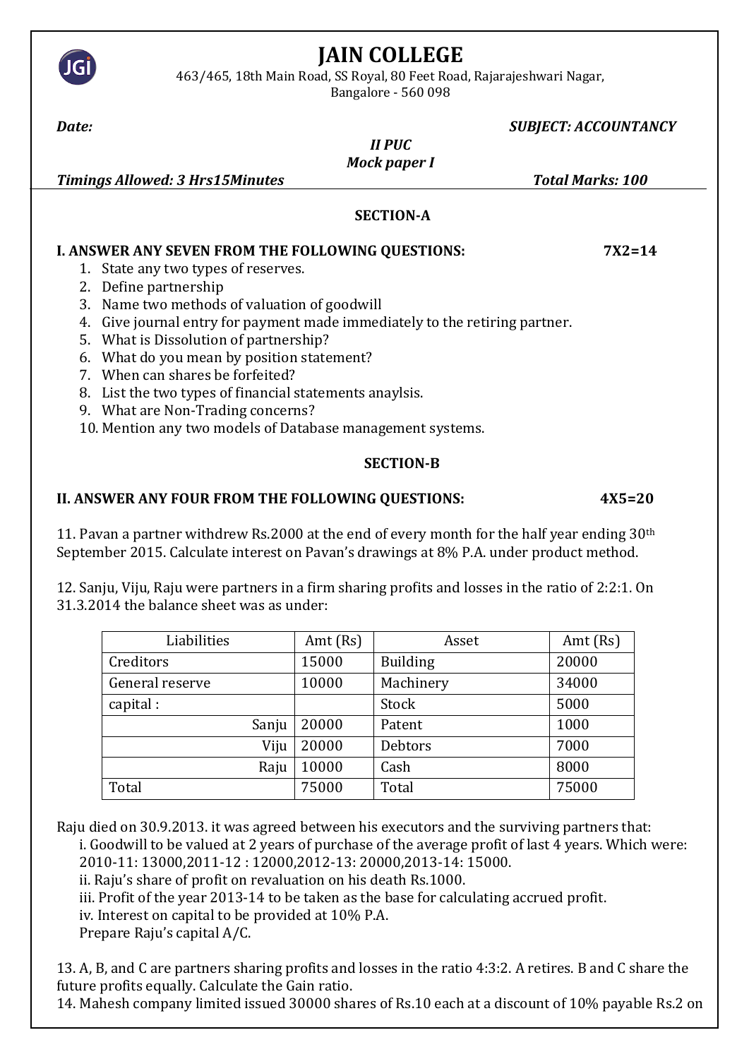# JAIN COLLEGE

463/465, 18th Main Road, SS Royal, 80 Feet Road, Rajarajeshwari Nagar,
Bangalore - 560 098

***Date:*** ***SUBJECT: ACCOUNTANCY***

***II PUC***

***Mock paper I***

***Timings Allowed: 3 Hrs15Minutes*** ***Total Marks: 100***

## SECTION-A

### I. ANSWER ANY SEVEN FROM THE FOLLOWING QUESTIONS: 7X2=14

1. State any two types of reserves.
2. Define partnership
3. Name two methods of valuation of goodwill
4. Give journal entry for payment made immediately to the retiring partner.
5. What is Dissolution of partnership?
6. What do you mean by position statement?
7. When can shares be forfeited?
8. List the two types of financial statements anaylsis.
9. What are Non-Trading concerns?
10. Mention any two models of Database management systems.

## SECTION-B

### II. ANSWER ANY FOUR FROM THE FOLLOWING QUESTIONS: 4X5=20

11. Pavan a partner withdrew Rs.2000 at the end of every month for the half year ending 30th September 2015. Calculate interest on Pavan's drawings at 8% P.A. under product method.

12. Sanju, Viju, Raju were partners in a firm sharing profits and losses in the ratio of 2:2:1. On 31.3.2014 the balance sheet was as under:

| Liabilities | Amt (Rs) | Asset | Amt (Rs) |
|---|---|---|---|
| Creditors | 15000 | Building | 20000 |
| General reserve | 10000 | Machinery | 34000 |
| capital : | | Stock | 5000 |
| Sanju | 20000 | Patent | 1000 |
| Viju | 20000 | Debtors | 7000 |
| Raju | 10000 | Cash | 8000 |
| Total | 75000 | Total | 75000 |

Raju died on 30.9.2013. it was agreed between his executors and the surviving partners that:

i. Goodwill to be valued at 2 years of purchase of the average profit of last 4 years. Which were: 2010-11: 13000,2011-12 : 12000,2012-13: 20000,2013-14: 15000.
ii. Raju's share of profit on revaluation on his death Rs.1000.
iii. Profit of the year 2013-14 to be taken as the base for calculating accrued profit.
iv. Interest on capital to be provided at 10% P.A.
Prepare Raju's capital A/C.

13. A, B, and C are partners sharing profits and losses in the ratio 4:3:2. A retires. B and C share the future profits equally. Calculate the Gain ratio.

14. Mahesh company limited issued 30000 shares of Rs.10 each at a discount of 10% payable Rs.2 on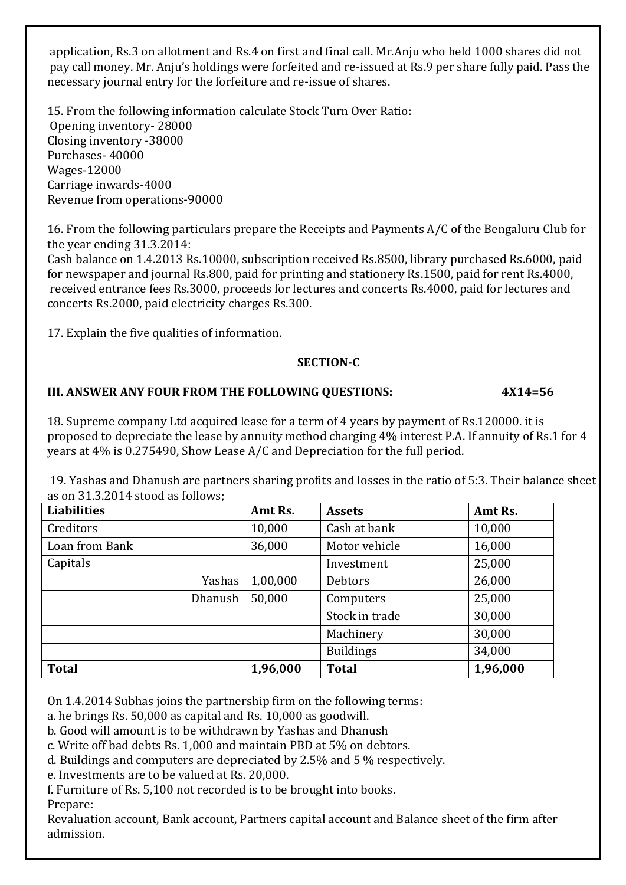application, Rs.3 on allotment and Rs.4 on first and final call. Mr.Anju who held 1000 shares did not pay call money. Mr. Anju's holdings were forfeited and re-issued at Rs.9 per share fully paid. Pass the necessary journal entry for the forfeiture and re-issue of shares.

15. From the following information calculate Stock Turn Over Ratio:
Opening inventory- 28000
Closing inventory -38000
Purchases- 40000
Wages-12000
Carriage inwards-4000
Revenue from operations-90000

16. From the following particulars prepare the Receipts and Payments A/C of the Bengaluru Club for the year ending 31.3.2014:
Cash balance on 1.4.2013 Rs.10000, subscription received Rs.8500, library purchased Rs.6000, paid for newspaper and journal Rs.800, paid for printing and stationery Rs.1500, paid for rent Rs.4000, received entrance fees Rs.3000, proceeds for lectures and concerts Rs.4000, paid for lectures and concerts Rs.2000, paid electricity charges Rs.300.

17. Explain the five qualities of information.

**SECTION-C**

**III. ANSWER ANY FOUR FROM THE FOLLOWING QUESTIONS: 4X14=56**

18. Supreme company Ltd acquired lease for a term of 4 years by payment of Rs.120000. it is proposed to depreciate the lease by annuity method charging 4% interest P.A. If annuity of Rs.1 for 4 years at 4% is 0.275490, Show Lease A/C and Depreciation for the full period.

19. Yashas and Dhanush are partners sharing profits and losses in the ratio of 5:3. Their balance sheet as on 31.3.2014 stood as follows;

| Liabilities | Amt Rs. | Assets | Amt Rs. |
|---|---|---|---|
| Creditors | 10,000 | Cash at bank | 10,000 |
| Loan from Bank | 36,000 | Motor vehicle | 16,000 |
| Capitals | | Investment | 25,000 |
| Yashas | 1,00,000 | Debtors | 26,000 |
| Dhanush | 50,000 | Computers | 25,000 |
| | | Stock in trade | 30,000 |
| | | Machinery | 30,000 |
| | | Buildings | 34,000 |
| **Total** | **1,96,000** | **Total** | **1,96,000** |

On 1.4.2014 Subhas joins the partnership firm on the following terms:
a. he brings Rs. 50,000 as capital and Rs. 10,000 as goodwill.
b. Good will amount is to be withdrawn by Yashas and Dhanush
c. Write off bad debts Rs. 1,000 and maintain PBD at 5% on debtors.
d. Buildings and computers are depreciated by 2.5% and 5 % respectively.
e. Investments are to be valued at Rs. 20,000.
f. Furniture of Rs. 5,100 not recorded is to be brought into books.
Prepare:
Revaluation account, Bank account, Partners capital account and Balance sheet of the firm after admission.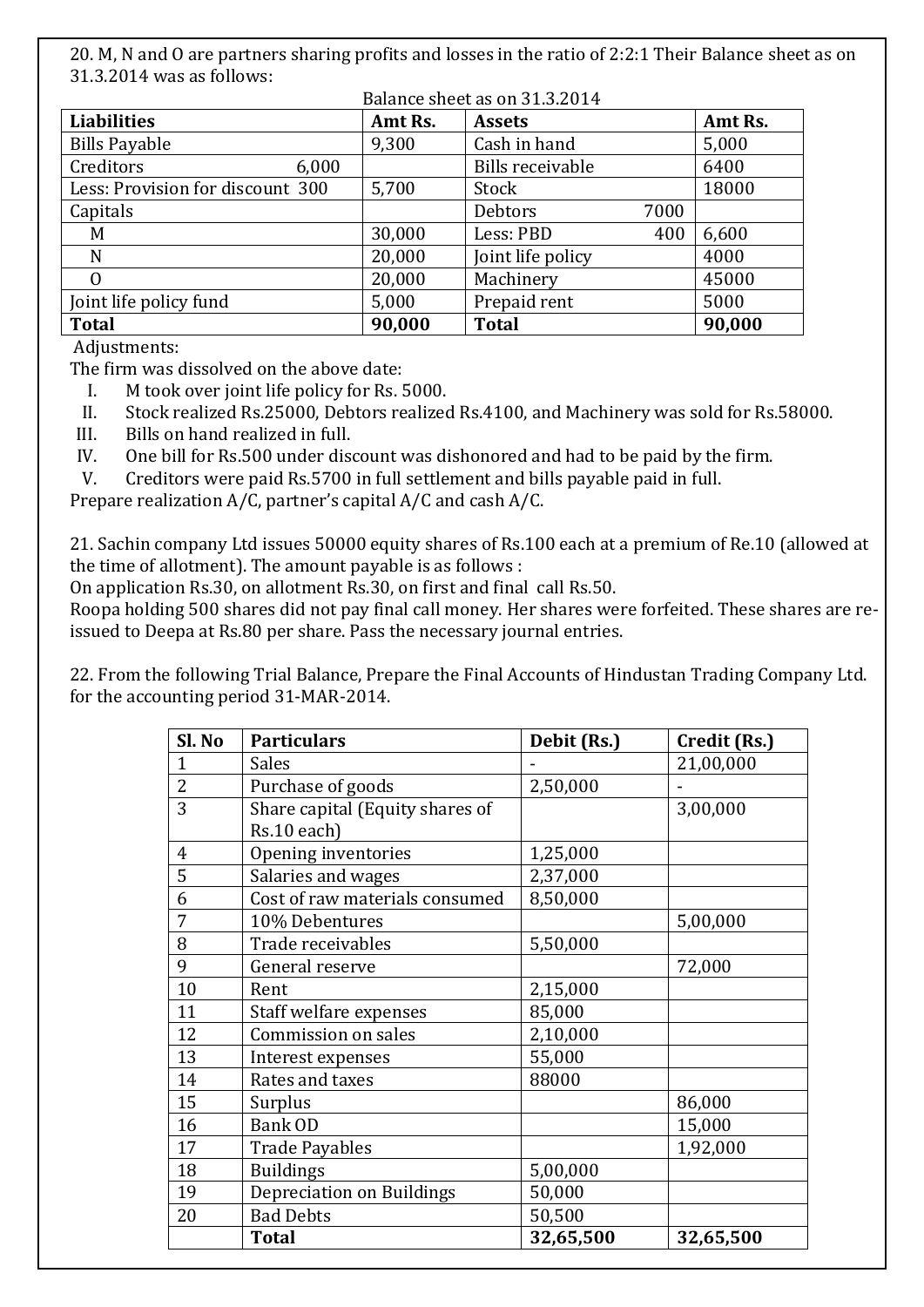20. M, N and O are partners sharing profits and losses in the ratio of 2:2:1 Their Balance sheet as on 31.3.2014 was as follows:

Balance sheet as on 31.3.2014

| Liabilities | | Amt Rs. | Assets | | Amt Rs. |
|---|---|---|---|---|---|
| Bills Payable | | 9,300 | Cash in hand | | 5,000 |
| Creditors | 6,000 | | Bills receivable | | 6400 |
| Less: Provision for discount | 300 | 5,700 | Stock | | 18000 |
| Capitals | | | Debtors | 7000 | |
| M | | 30,000 | Less: PBD | 400 | 6,600 |
| N | | 20,000 | Joint life policy | | 4000 |
| O | | 20,000 | Machinery | | 45000 |
| Joint life policy fund | | 5,000 | Prepaid rent | | 5000 |
| **Total** | | **90,000** | **Total** | | **90,000** |

Adjustments:

The firm was dissolved on the above date:

I. M took over joint life policy for Rs. 5000.

II. Stock realized Rs.25000, Debtors realized Rs.4100, and Machinery was sold for Rs.58000.

III. Bills on hand realized in full.

IV. One bill for Rs.500 under discount was dishonored and had to be paid by the firm.

V. Creditors were paid Rs.5700 in full settlement and bills payable paid in full.

Prepare realization A/C, partner's capital A/C and cash A/C.

21. Sachin company Ltd issues 50000 equity shares of Rs.100 each at a premium of Re.10 (allowed at the time of allotment). The amount payable is as follows :

On application Rs.30, on allotment Rs.30, on first and final call Rs.50.

Roopa holding 500 shares did not pay final call money. Her shares were forfeited. These shares are re-issued to Deepa at Rs.80 per share. Pass the necessary journal entries.

22. From the following Trial Balance, Prepare the Final Accounts of Hindustan Trading Company Ltd. for the accounting period 31-MAR-2014.

| Sl. No | Particulars | Debit (Rs.) | Credit (Rs.) |
|---|---|---|---|
| 1 | Sales | - | 21,00,000 |
| 2 | Purchase of goods | 2,50,000 | - |
| 3 | Share capital (Equity shares of Rs.10 each) | | 3,00,000 |
| 4 | Opening inventories | 1,25,000 | |
| 5 | Salaries and wages | 2,37,000 | |
| 6 | Cost of raw materials consumed | 8,50,000 | |
| 7 | 10% Debentures | | 5,00,000 |
| 8 | Trade receivables | 5,50,000 | |
| 9 | General reserve | | 72,000 |
| 10 | Rent | 2,15,000 | |
| 11 | Staff welfare expenses | 85,000 | |
| 12 | Commission on sales | 2,10,000 | |
| 13 | Interest expenses | 55,000 | |
| 14 | Rates and taxes | 88000 | |
| 15 | Surplus | | 86,000 |
| 16 | Bank OD | | 15,000 |
| 17 | Trade Payables | | 1,92,000 |
| 18 | Buildings | 5,00,000 | |
| 19 | Depreciation on Buildings | 50,000 | |
| 20 | Bad Debts | 50,500 | |
| | **Total** | **32,65,500** | **32,65,500** |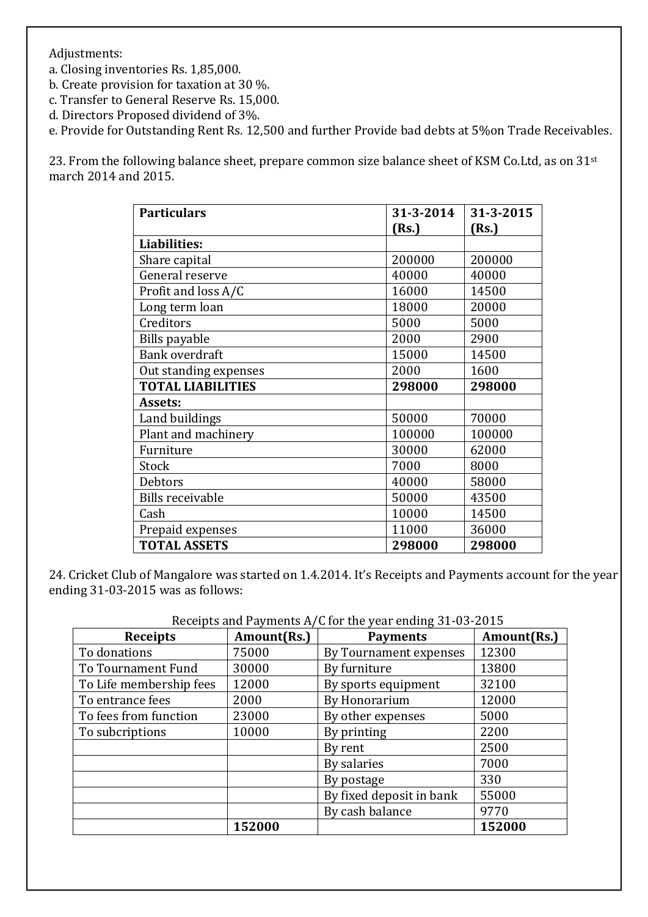Adjustments:

a. Closing inventories Rs. 1,85,000.

b. Create provision for taxation at 30 %.

c. Transfer to General Reserve Rs. 15,000.

d. Directors Proposed dividend of 3%.

e. Provide for Outstanding Rent Rs. 12,500 and further Provide bad debts at 5%on Trade Receivables.

23. From the following balance sheet, prepare common size balance sheet of KSM Co.Ltd, as on 31st march 2014 and 2015.

| **Particulars** | **31-3-2014 (Rs.)** | **31-3-2015 (Rs.)** |
|---|---|---|
| **Liabilities:** | | |
| Share capital | 200000 | 200000 |
| General reserve | 40000 | 40000 |
| Profit and loss A/C | 16000 | 14500 |
| Long term loan | 18000 | 20000 |
| Creditors | 5000 | 5000 |
| Bills payable | 2000 | 2900 |
| Bank overdraft | 15000 | 14500 |
| Out standing expenses | 2000 | 1600 |
| **TOTAL LIABILITIES** | **298000** | **298000** |
| **Assets:** | | |
| Land buildings | 50000 | 70000 |
| Plant and machinery | 100000 | 100000 |
| Furniture | 30000 | 62000 |
| Stock | 7000 | 8000 |
| Debtors | 40000 | 58000 |
| Bills receivable | 50000 | 43500 |
| Cash | 10000 | 14500 |
| Prepaid expenses | 11000 | 36000 |
| **TOTAL ASSETS** | **298000** | **298000** |

24. Cricket Club of Mangalore was started on 1.4.2014. It's Receipts and Payments account for the year ending 31-03-2015 was as follows:

Receipts and Payments A/C for the year ending 31-03-2015

| **Receipts** | **Amount(Rs.)** | **Payments** | **Amount(Rs.)** |
|---|---|---|---|
| To donations | 75000 | By Tournament expenses | 12300 |
| To Tournament Fund | 30000 | By furniture | 13800 |
| To Life membership fees | 12000 | By sports equipment | 32100 |
| To entrance fees | 2000 | By Honorarium | 12000 |
| To fees from function | 23000 | By other expenses | 5000 |
| To subcriptions | 10000 | By printing | 2200 |
| | | By rent | 2500 |
| | | By salaries | 7000 |
| | | By postage | 330 |
| | | By fixed deposit in bank | 55000 |
| | | By cash balance | 9770 |
| | **152000** | | **152000** |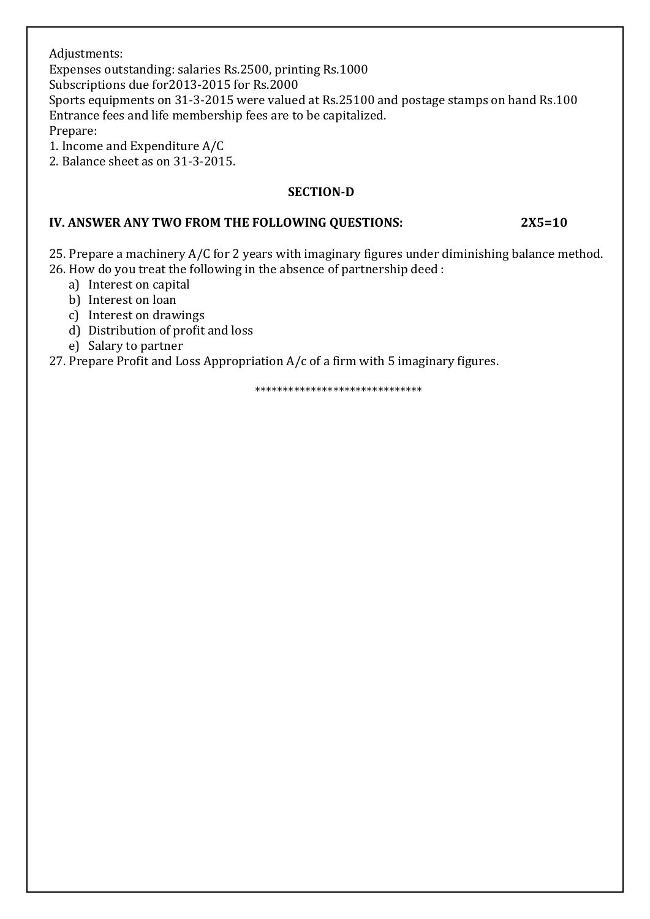Adjustments:
Expenses outstanding: salaries Rs.2500, printing Rs.1000
Subscriptions due for2013-2015 for Rs.2000
Sports equipments on 31-3-2015 were valued at Rs.25100 and postage stamps on hand Rs.100
Entrance fees and life membership fees are to be capitalized.
Prepare:
1. Income and Expenditure A/C
2. Balance sheet as on 31-3-2015.

## SECTION-D

**IV. ANSWER ANY TWO FROM THE FOLLOWING QUESTIONS: 2X5=10**

25. Prepare a machinery A/C for 2 years with imaginary figures under diminishing balance method.
26. How do you treat the following in the absence of partnership deed :
    a) Interest on capital
    b) Interest on loan
    c) Interest on drawings
    d) Distribution of profit and loss
    e) Salary to partner
27. Prepare Profit and Loss Appropriation A/c of a firm with 5 imaginary figures.

******************************